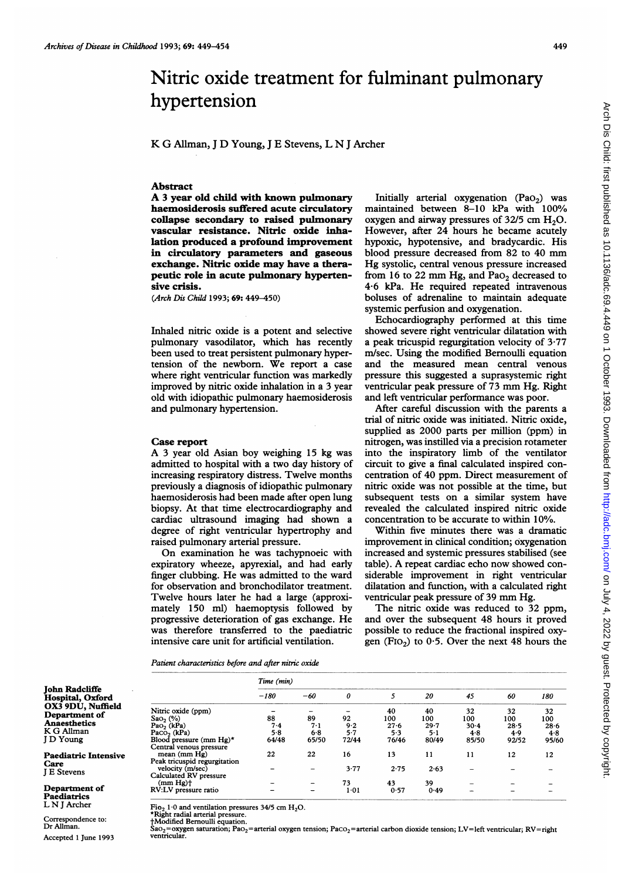# Nitric oxide treatment for fulminant pulmonary hypertension

K G Allman, J D Young, J E Stevens, L N J Archer

## Abstract

**A 3 year old child with known pulmonary haemosiderosis suffered acute circulatory collapse secondary to raised pulmonary vascular resistance. Nitric oxide inhalation produced a profound improvement in circulatory parameters and gaseous exchange. Nitric oxide may have a therapeutic role in acute pulmonary hypertensive crisis.**

(*Arch Dis Child* 1993; **69:** 449–450)

Inhaled nitric oxide is a potent and selective pulmonary vasodilator, which has recently been used to treat persistent pulmonary hypertension of the newborn. We report a case where right ventricular function was markedly improved by nitric oxide inhalation in a 3 year old with idiopathic pulmonary haemosiderosis and pulmonary hypertension.

## Case report

A 3 year old Asian boy weighing 15 kg was admitted to hospital with a two day history of increasing respiratory distress. Twelve months previously a diagnosis of idiopathic pulmonary haemosiderosis had been made after open lung biopsy. At that time electrocardiography and cardiac ultrasound imaging had shown a degree of right ventricular hypertrophy and raised pulmonary arterial pressure.

On examination he was tachypnoeic with expiratory wheeze, apyrexial, and had early finger clubbing. He was admitted to the ward for observation and bronchodilator treatment. Twelve hours later he had a large (approximately 150 ml) haemoptysis followed by progressive deterioration of gas exchange. He was therefore transferred to the paediatric intensive care unit for artificial ventilation.

Initially arterial oxygenation ($PaO_2$) was maintained between 8–10 kPa with 100% oxygen and airway pressures of 32/5 cm $H_2O$. However, after 24 hours he became acutely hypoxic, hypotensive, and bradycardic. His blood pressure decreased from 82 to 40 mm Hg systolic, central venous pressure increased from 16 to 22 mm Hg, and $PaO_2$ decreased to 4·6 kPa. He required repeated intravenous boluses of adrenaline to maintain adequate systemic perfusion and oxygenation.

Echocardiography performed at this time showed severe right ventricular dilatation with a peak tricuspid regurgitation velocity of 3·77 m/sec. Using the modified Bernoulli equation and the measured mean central venous pressure this suggested a suprasystemic right ventricular peak pressure of 73 mm Hg. Right and left ventricular performance was poor.

After careful discussion with the parents a trial of nitric oxide was initiated. Nitric oxide, supplied as 2000 parts per million (ppm) in nitrogen, was instilled via a precision rotameter into the inspiratory limb of the ventilator circuit to give a final calculated inspired concentration of 40 ppm. Direct measurement of nitric oxide was not possible at the time, but subsequent tests on a similar system have revealed the calculated inspired nitric oxide concentration to be accurate to within 10%.

Within five minutes there was a dramatic improvement in clinical condition; oxygenation increased and systemic pressures stabilised (see table). A repeat cardiac echo now showed considerable improvement in right ventricular dilatation and function, with a calculated right ventricular peak pressure of 39 mm Hg.

The nitric oxide was reduced to 32 ppm, and over the subsequent 48 hours it proved possible to reduce the fractional inspired oxygen ($FIO_2$) to 0·5. Over the next 48 hours the

*Patient characteristics before and after nitric oxide*

| | Time (min) | | | | | | | |
|---|---|---|---|---|---|---|---|---|
| | −180 | −60 | 0 | 5 | 20 | 45 | 60 | 180 |
| Nitric oxide (ppm) | – | – | – | 40 | 40 | 32 | 32 | 32 |
| $SaO_2$ (%) | 88 | 89 | 92 | 100 | 100 | 100 | 100 | 100 |
| $PaO_2$ (kPa) | 7·4 | 7·1 | 9·2 | 27·6 | 29·7 | 30·4 | 28·5 | 28·6 |
| $PaCO_2$ (kPa) | 5·8 | 6·8 | 5·7 | 5·3 | 5·1 | 4·8 | 4·9 | 4·8 |
| Blood pressure (mm Hg)* | 64/48 | 65/50 | 72/44 | 76/46 | 80/49 | 85/50 | 92/52 | 95/60 |
| Central venous pressure mean (mm Hg) | 22 | 22 | 16 | 13 | 11 | 11 | 12 | 12 |
| Peak tricuspid regurgitation velocity (m/sec) | – | – | 3·77 | 2·75 | 2·63 | – | – | – |
| Calculated RV pressure (mm Hg)† | – | – | 73 | 43 | 39 | – | – | – |
| RV:LV pressure ratio | – | – | 1·01 | 0·57 | 0·49 | – | – | – |

$FIO_2$ 1·0 and ventilation pressures 34/5 cm $H_2O$.
*Right radial arterial pressure.
†Modified Bernoulli equation.
$SaO_2$=oxygen saturation; $PaO_2$=arterial oxygen tension; $PaCO_2$=arterial carbon dioxide tension; LV=left ventricular; RV=right ventricular.

John Radcliffe Hospital, Oxford OX3 9DU, Nuffield Department of Anaesthetics
K G Allman
J D Young

Paediatric Intensive Care
J E Stevens

Department of Paediatrics
L N J Archer

Correspondence to: Dr Allman.

Accepted 1 June 1993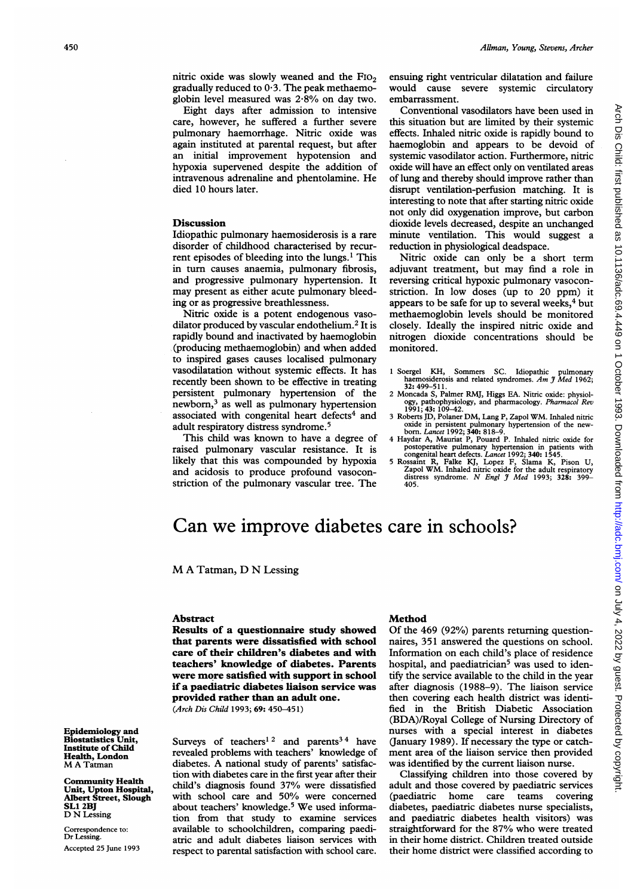nitric oxide was slowly weaned and the $FIO_2$ gradually reduced to 0·3. The peak methaemoglobin level measured was 2·8% on day two.

Eight days after admission to intensive care, however, he suffered a further severe pulmonary haemorrhage. Nitric oxide was again instituted at parental request, but after an initial improvement hypotension and hypoxia supervened despite the addition of intravenous adrenaline and phentolamine. He died 10 hours later.

## Discussion

Idiopathic pulmonary haemosiderosis is a rare disorder of childhood characterised by recurrent episodes of bleeding into the lungs.[1] This in turn causes anaemia, pulmonary fibrosis, and progressive pulmonary hypertension. It may present as either acute pulmonary bleeding or as progressive breathlessness.

Nitric oxide is a potent endogenous vasodilator produced by vascular endothelium.[2] It is rapidly bound and inactivated by haemoglobin (producing methaemoglobin) and when added to inspired gases causes localised pulmonary vasodilatation without systemic effects. It has recently been shown to be effective in treating persistent pulmonary hypertension of the newborn,[3] as well as pulmonary hypertension associated with congenital heart defects[4] and adult respiratory distress syndrome.[5]

This child was known to have a degree of raised pulmonary vascular resistance. It is likely that this was compounded by hypoxia and acidosis to produce profound vasoconstriction of the pulmonary vascular tree. The ensuing right ventricular dilatation and failure would cause severe systemic circulatory embarrassment.

Conventional vasodilators have been used in this situation but are limited by their systemic effects. Inhaled nitric oxide is rapidly bound to haemoglobin and appears to be devoid of systemic vasodilator action. Furthermore, nitric oxide will have an effect only on ventilated areas of lung and thereby should improve rather than disrupt ventilation-perfusion matching. It is interesting to note that after starting nitric oxide not only did oxygenation improve, but carbon dioxide levels decreased, despite an unchanged minute ventilation. This would suggest a reduction in physiological deadspace.

Nitric oxide can only be a short term adjuvant treatment, but may find a role in reversing critical hypoxic pulmonary vasoconstriction. In low doses (up to 20 ppm) it appears to be safe for up to several weeks,[4] but methaemoglobin levels should be monitored closely. Ideally the inspired nitric oxide and nitrogen dioxide concentrations should be monitored.

1 Soergel KH, Sommers SC. Idiopathic pulmonary haemosiderosis and related syndromes. *Am J Med* 1962; **32:** 499–511.
2 Moncada S, Palmer RMJ, Higgs EA. Nitric oxide: physiology, pathophysiology, and pharmacology. *Pharmacol Rev* 1991; **43:** 109–42.
3 Roberts JD, Polaner DM, Lang P, Zapol WM. Inhaled nitric oxide in persistent pulmonary hypertension of the newborn. *Lancet* 1992; **340:** 818–9.
4 Haydar A, Mauriat P, Pouard P. Inhaled nitric oxide for postoperative pulmonary hypertension in patients with congenital heart defects. *Lancet* 1992; **340:** 1545.
5 Rossaint R, Falke KJ, Lopez F, Slama K, Pison U, Zapol WM. Inhaled nitric oxide for the adult respiratory distress syndrome. *N Engl J Med* 1993; **328:** 399–405.

# Can we improve diabetes care in schools?

M A Tatman, D N Lessing

Epidemiology and Biostatistics Unit, Institute of Child Health, London
M A Tatman

Community Health Unit, Upton Hospital, Albert Street, Slough SL1 2BJ
D N Lessing

Correspondence to: Dr Lessing.

Accepted 25 June 1993

## Abstract

**Results of a questionnaire study showed that parents were dissatisfied with school care of their children's diabetes and with teachers' knowledge of diabetes. Parents were more satisfied with support in school if a paediatric diabetes liaison service was provided rather than an adult one.**

(*Arch Dis Child* 1993; **69:** 450–451)

Surveys of teachers[1,2] and parents[3,4] have revealed problems with teachers' knowledge of diabetes. A national study of parents' satisfaction with diabetes care in the first year after their child's diagnosis found 37% were dissatisfied with school care and 50% were concerned about teachers' knowledge.[5] We used information from that study to examine services available to schoolchildren, comparing paediatric and adult diabetes liaison services with respect to parental satisfaction with school care.

## Method

Of the 469 (92%) parents returning questionnaires, 351 answered the questions on school. Information on each child's place of residence hospital, and paediatrician[5] was used to identify the service available to the child in the year after diagnosis (1988–9). The liaison service then covering each health district was identified in the British Diabetic Association (BDA)/Royal College of Nursing Directory of nurses with a special interest in diabetes (January 1989). If necessary the type or catchment area of the liaison service then provided was identified by the current liaison nurse.

Classifying children into those covered by adult and those covered by paediatric services (paediatric home care teams covering diabetes, paediatric diabetes nurse specialists, and paediatric diabetes health visitors) was straightforward for the 87% who were treated in their home district. Children treated outside their home district were classified according to